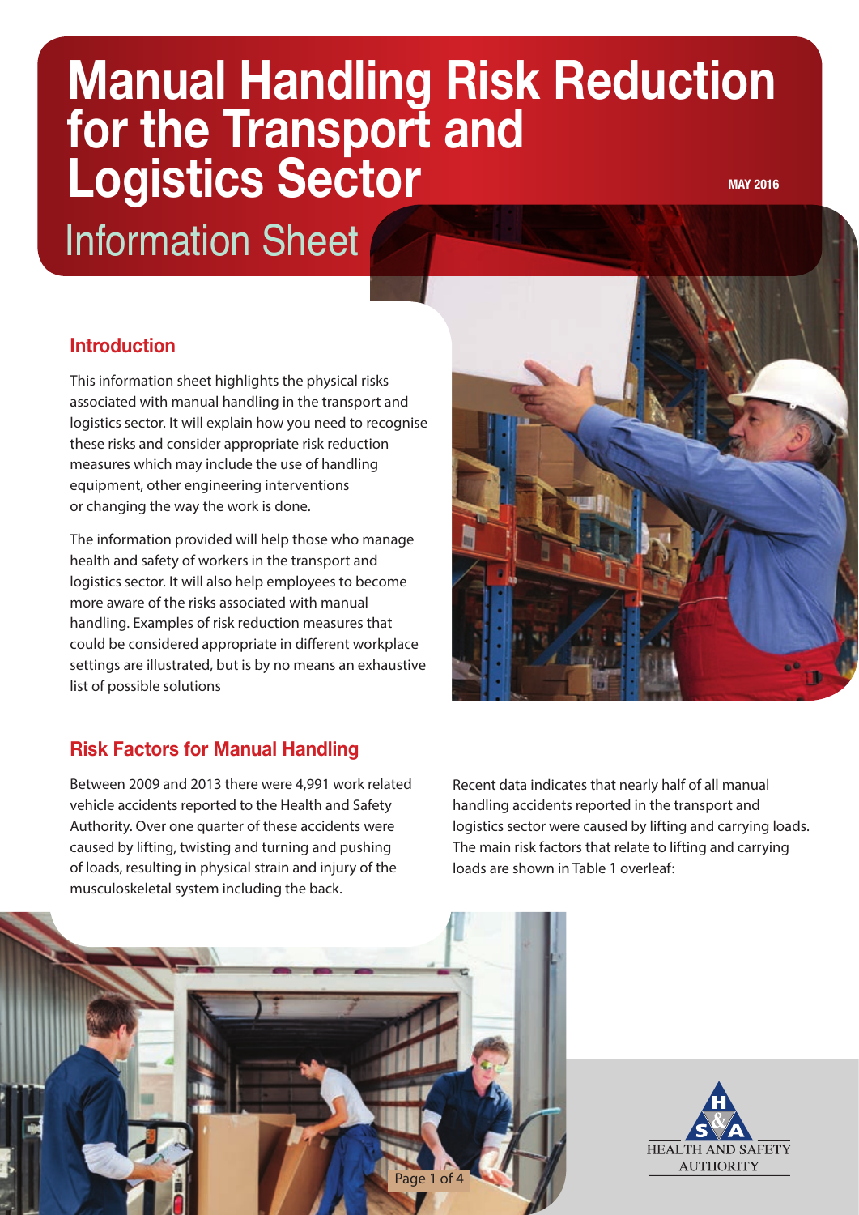# Manual Handling Risk Reduction for the Transport and Logistics Sector

MAY 2016

## Information Sheet

### Introduction

This information sheet highlights the physical risks associated with manual handling in the transport and logistics sector. It will explain how you need to recognise these risks and consider appropriate risk reduction measures which may include the use of handling equipment, other engineering interventions or changing the way the work is done.

The information provided will help those who manage health and safety of workers in the transport and logistics sector. It will also help employees to become more aware of the risks associated with manual handling. Examples of risk reduction measures that could be considered appropriate in different workplace settings are illustrated, but is by no means an exhaustive list of possible solutions

### Risk Factors for Manual Handling

Between 2009 and 2013 there were 4,991 work related vehicle accidents reported to the Health and Safety Authority. Over one quarter of these accidents were caused by lifting, twisting and turning and pushing of loads, resulting in physical strain and injury of the musculoskeletal system including the back.

Recent data indicates that nearly half of all manual handling accidents reported in the transport and logistics sector were caused by lifting and carrying loads. The main risk factors that relate to lifting and carrying loads are shown in Table 1 overleaf:

HEALTH AND SAFETY AUTHORITY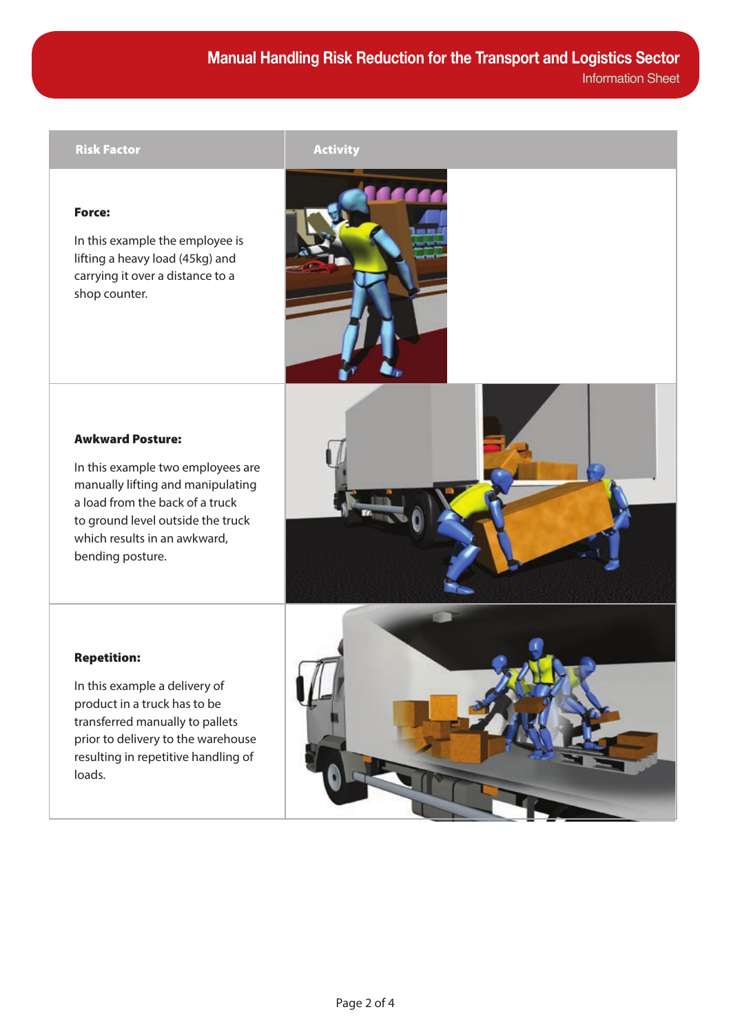| Risk Factor | Activity |
|---|---|
| **Force:** In this example the employee is lifting a heavy load (45kg) and carrying it over a distance to a shop counter. | |
| **Awkward Posture:** In this example two employees are manually lifting and manipulating a load from the back of a truck to ground level outside the truck which results in an awkward, bending posture. | |
| **Repetition:** In this example a delivery of product in a truck has to be transferred manually to pallets prior to delivery to the warehouse resulting in repetitive handling of loads. | |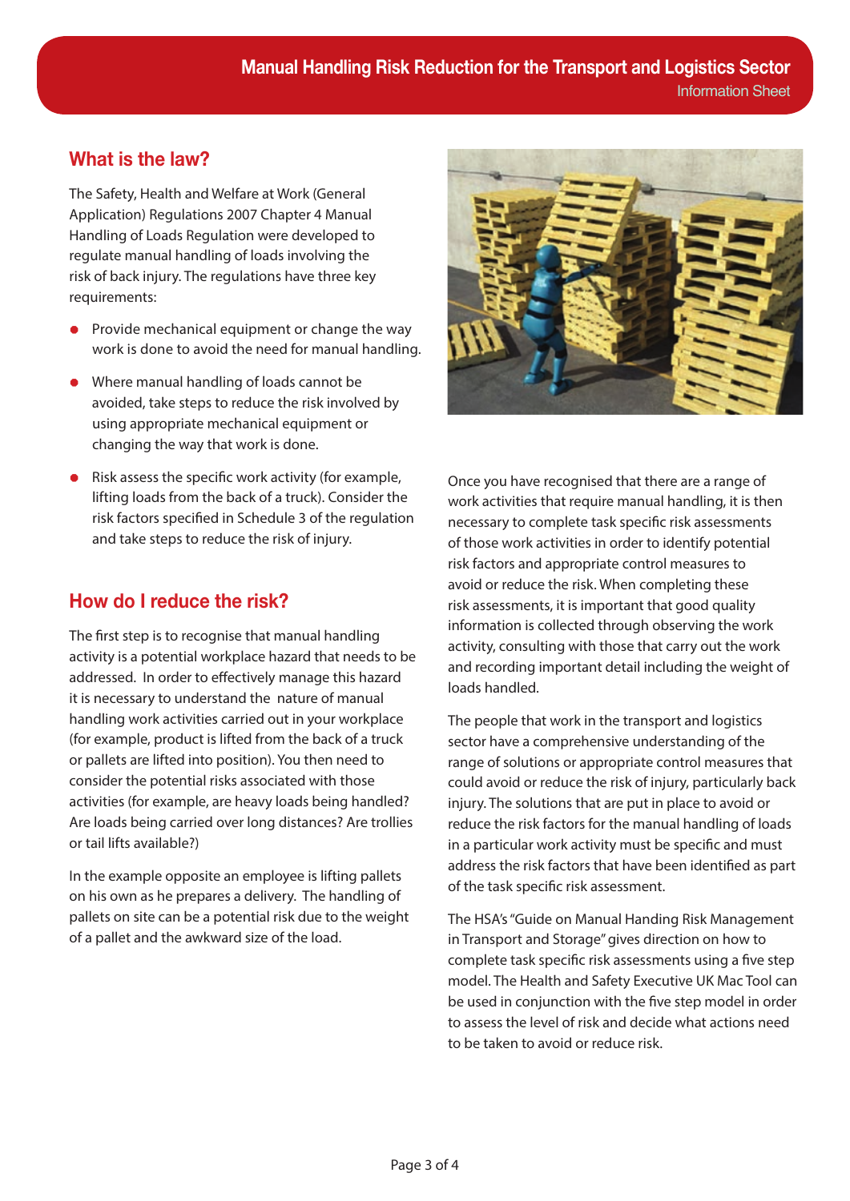## What is the law?

The Safety, Health and Welfare at Work (General Application) Regulations 2007 Chapter 4 Manual Handling of Loads Regulation were developed to regulate manual handling of loads involving the risk of back injury. The regulations have three key requirements:

- Provide mechanical equipment or change the way work is done to avoid the need for manual handling.
- Where manual handling of loads cannot be avoided, take steps to reduce the risk involved by using appropriate mechanical equipment or changing the way that work is done.
- Risk assess the specific work activity (for example, lifting loads from the back of a truck). Consider the risk factors specified in Schedule 3 of the regulation and take steps to reduce the risk of injury.

## How do I reduce the risk?

The first step is to recognise that manual handling activity is a potential workplace hazard that needs to be addressed. In order to effectively manage this hazard it is necessary to understand the nature of manual handling work activities carried out in your workplace (for example, product is lifted from the back of a truck or pallets are lifted into position). You then need to consider the potential risks associated with those activities (for example, are heavy loads being handled? Are loads being carried over long distances? Are trollies or tail lifts available?)

In the example opposite an employee is lifting pallets on his own as he prepares a delivery. The handling of pallets on site can be a potential risk due to the weight of a pallet and the awkward size of the load.

Once you have recognised that there are a range of work activities that require manual handling, it is then necessary to complete task specific risk assessments of those work activities in order to identify potential risk factors and appropriate control measures to avoid or reduce the risk. When completing these risk assessments, it is important that good quality information is collected through observing the work activity, consulting with those that carry out the work and recording important detail including the weight of loads handled.

The people that work in the transport and logistics sector have a comprehensive understanding of the range of solutions or appropriate control measures that could avoid or reduce the risk of injury, particularly back injury. The solutions that are put in place to avoid or reduce the risk factors for the manual handling of loads in a particular work activity must be specific and must address the risk factors that have been identified as part of the task specific risk assessment.

The HSA's "Guide on Manual Handing Risk Management in Transport and Storage" gives direction on how to complete task specific risk assessments using a five step model. The Health and Safety Executive UK Mac Tool can be used in conjunction with the five step model in order to assess the level of risk and decide what actions need to be taken to avoid or reduce risk.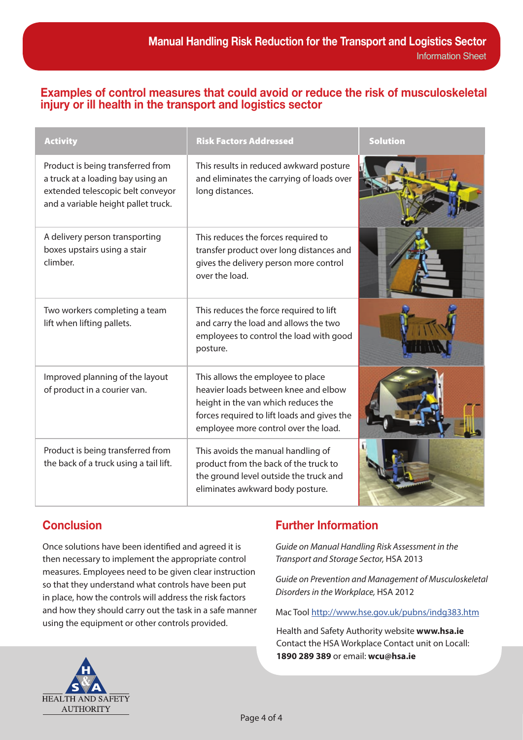## Examples of control measures that could avoid or reduce the risk of musculoskeletal injury or ill health in the transport and logistics sector

| Activity | Risk Factors Addressed | Solution |
|---|---|---|
| Product is being transferred from a truck at a loading bay using an extended telescopic belt conveyor and a variable height pallet truck. | This results in reduced awkward posture and eliminates the carrying of loads over long distances. | |
| A delivery person transporting boxes upstairs using a stair climber. | This reduces the forces required to transfer product over long distances and gives the delivery person more control over the load. | |
| Two workers completing a team lift when lifting pallets. | This reduces the force required to lift and carry the load and allows the two employees to control the load with good posture. | |
| Improved planning of the layout of product in a courier van. | This allows the employee to place heavier loads between knee and elbow height in the van which reduces the forces required to lift loads and gives the employee more control over the load. | |
| Product is being transferred from the back of a truck using a tail lift. | This avoids the manual handling of product from the back of the truck to the ground level outside the truck and eliminates awkward body posture. | |

## Conclusion

Once solutions have been identified and agreed it is then necessary to implement the appropriate control measures. Employees need to be given clear instruction so that they understand what controls have been put in place, how the controls will address the risk factors and how they should carry out the task in a safe manner using the equipment or other controls provided.

## Further Information

*Guide on Manual Handling Risk Assessment in the Transport and Storage Sector,* HSA 2013

*Guide on Prevention and Management of Musculoskeletal Disorders in the Workplace,* HSA 2012

Mac Tool http://www.hse.gov.uk/pubns/indg383.htm

Health and Safety Authority website **www.hsa.ie**
Contact the HSA Workplace Contact unit on Locall: **1890 289 389** or email: **wcu@hsa.ie**

HEALTH AND SAFETY AUTHORITY